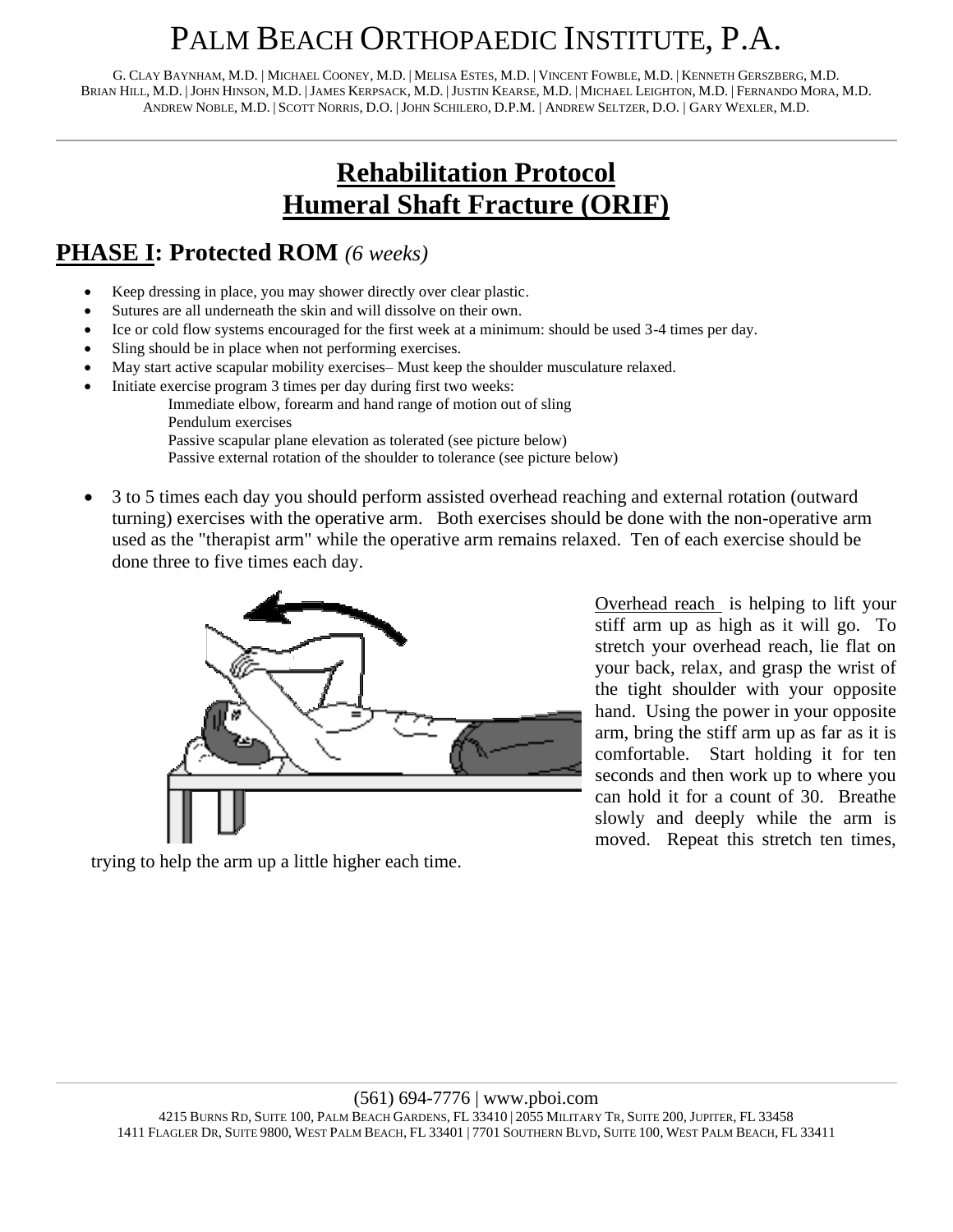# PALM BEACH ORTHOPAEDIC INSTITUTE, P.A.

G. CLAY BAYNHAM, M.D. | MICHAEL COONEY, M.D. | MELISA ESTES, M.D. | VINCENT FOWBLE, M.D. | KENNETH GERSZBERG, M.D.
BRIAN HILL, M.D. | JOHN HINSON, M.D. | JAMES KERPSACK, M.D. | JUSTIN KEARSE, M.D. | MICHAEL LEIGHTON, M.D. | FERNANDO MORA, M.D.
ANDREW NOBLE, M.D. | SCOTT NORRIS, D.O. | JOHN SCHILERO, D.P.M. | ANDREW SELTZER, D.O. | GARY WEXLER, M.D.

---

## Rehabilitation Protocol
## Humeral Shaft Fracture (ORIF)

## PHASE I: Protected ROM *(6 weeks)*

- Keep dressing in place, you may shower directly over clear plastic.
- Sutures are all underneath the skin and will dissolve on their own.
- Ice or cold flow systems encouraged for the first week at a minimum: should be used 3-4 times per day.
- Sling should be in place when not performing exercises.
- May start active scapular mobility exercises– Must keep the shoulder musculature relaxed.
- Initiate exercise program 3 times per day during first two weeks:
  - Immediate elbow, forearm and hand range of motion out of sling
  - Pendulum exercises
  - Passive scapular plane elevation as tolerated (see picture below)
  - Passive external rotation of the shoulder to tolerance (see picture below)

- 3 to 5 times each day you should perform assisted overhead reaching and external rotation (outward turning) exercises with the operative arm. Both exercises should be done with the non-operative arm used as the "therapist arm" while the operative arm remains relaxed. Ten of each exercise should be done three to five times each day.

Overhead reach is helping to lift your stiff arm up as high as it will go. To stretch your overhead reach, lie flat on your back, relax, and grasp the wrist of the tight shoulder with your opposite hand. Using the power in your opposite arm, bring the stiff arm up as far as it is comfortable. Start holding it for ten seconds and then work up to where you can hold it for a count of 30. Breathe slowly and deeply while the arm is moved. Repeat this stretch ten times, trying to help the arm up a little higher each time.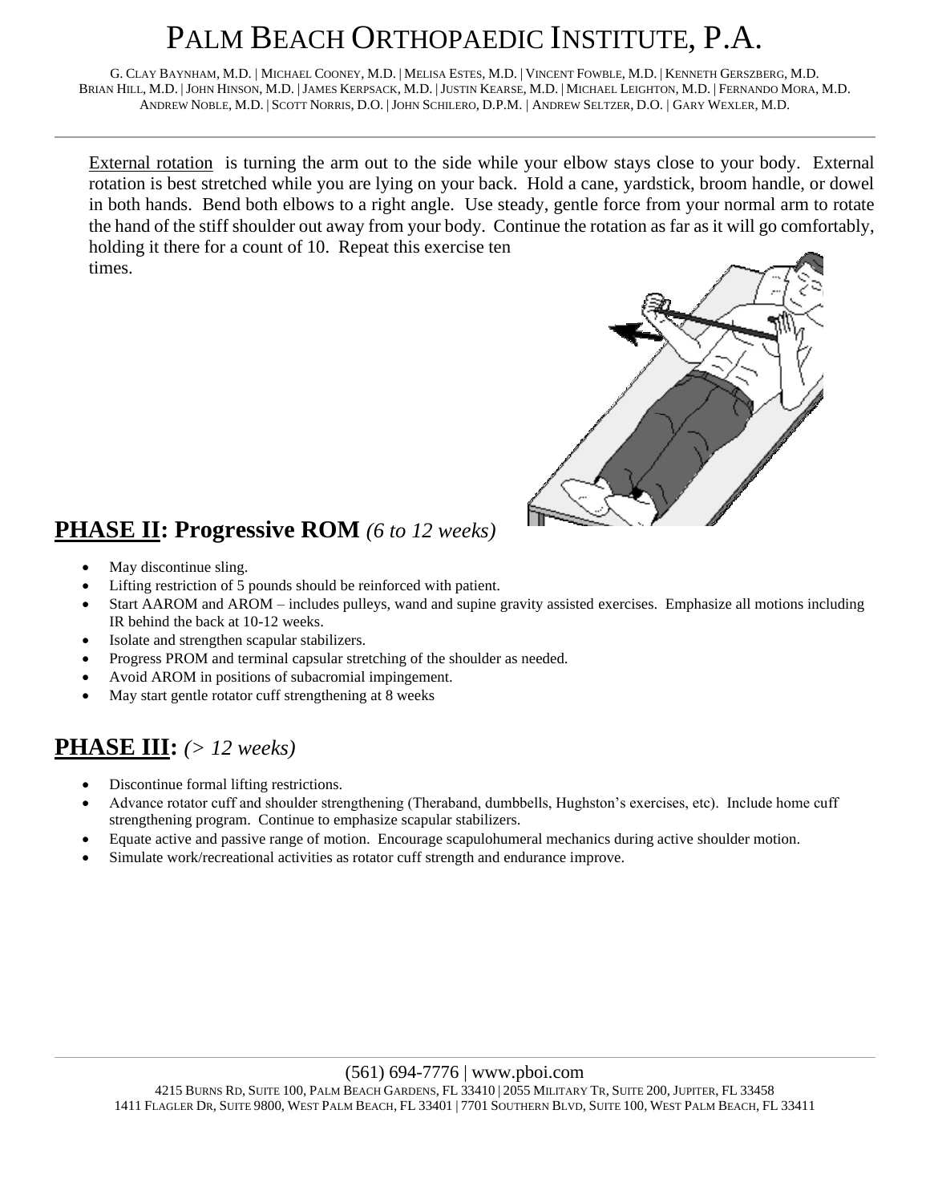External rotation is turning the arm out to the side while your elbow stays close to your body. External rotation is best stretched while you are lying on your back. Hold a cane, yardstick, broom handle, or dowel in both hands. Bend both elbows to a right angle. Use steady, gentle force from your normal arm to rotate the hand of the stiff shoulder out away from your body. Continue the rotation as far as it will go comfortably, holding it there for a count of 10. Repeat this exercise ten times.

## **PHASE II: Progressive ROM** *(6 to 12 weeks)*

- May discontinue sling.
- Lifting restriction of 5 pounds should be reinforced with patient.
- Start AAROM and AROM – includes pulleys, wand and supine gravity assisted exercises. Emphasize all motions including IR behind the back at 10-12 weeks.
- Isolate and strengthen scapular stabilizers.
- Progress PROM and terminal capsular stretching of the shoulder as needed.
- Avoid AROM in positions of subacromial impingement.
- May start gentle rotator cuff strengthening at 8 weeks

## **PHASE III:** *(> 12 weeks)*

- Discontinue formal lifting restrictions.
- Advance rotator cuff and shoulder strengthening (Theraband, dumbbells, Hughston's exercises, etc). Include home cuff strengthening program. Continue to emphasize scapular stabilizers.
- Equate active and passive range of motion. Encourage scapulohumeral mechanics during active shoulder motion.
- Simulate work/recreational activities as rotator cuff strength and endurance improve.